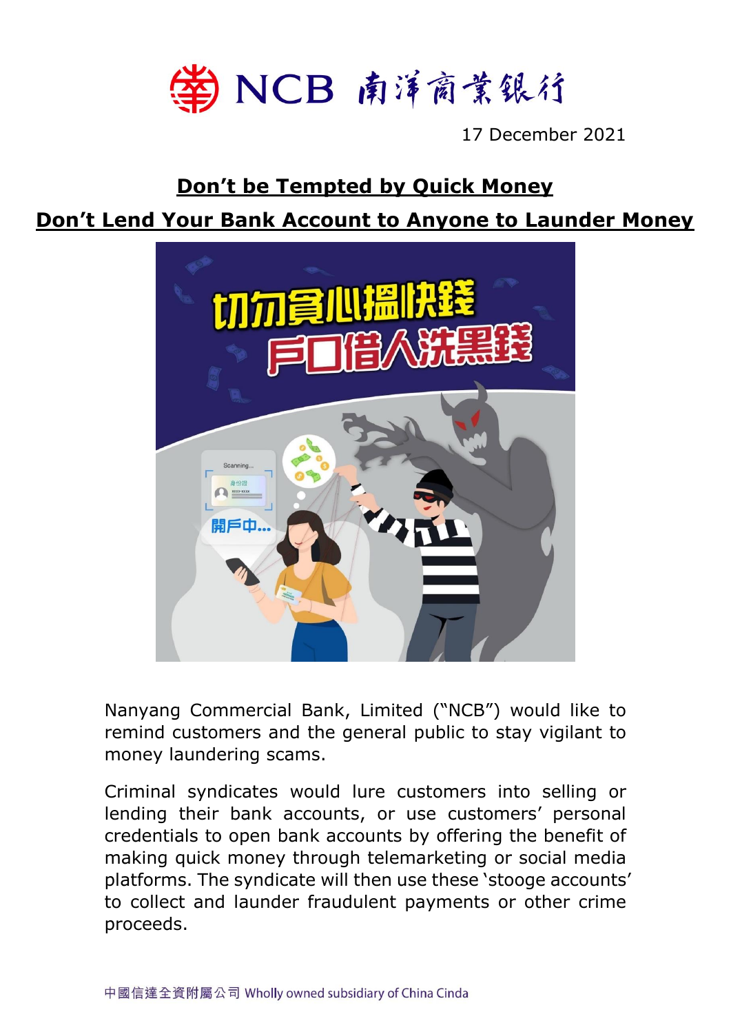17 December 2021

# Don't be Tempted by Quick Money

# Don't Lend Your Bank Account to Anyone to Launder Money

Nanyang Commercial Bank, Limited ("NCB") would like to remind customers and the general public to stay vigilant to money laundering scams.

Criminal syndicates would lure customers into selling or lending their bank accounts, or use customers' personal credentials to open bank accounts by offering the benefit of making quick money through telemarketing or social media platforms. The syndicate will then use these 'stooge accounts' to collect and launder fraudulent payments or other crime proceeds.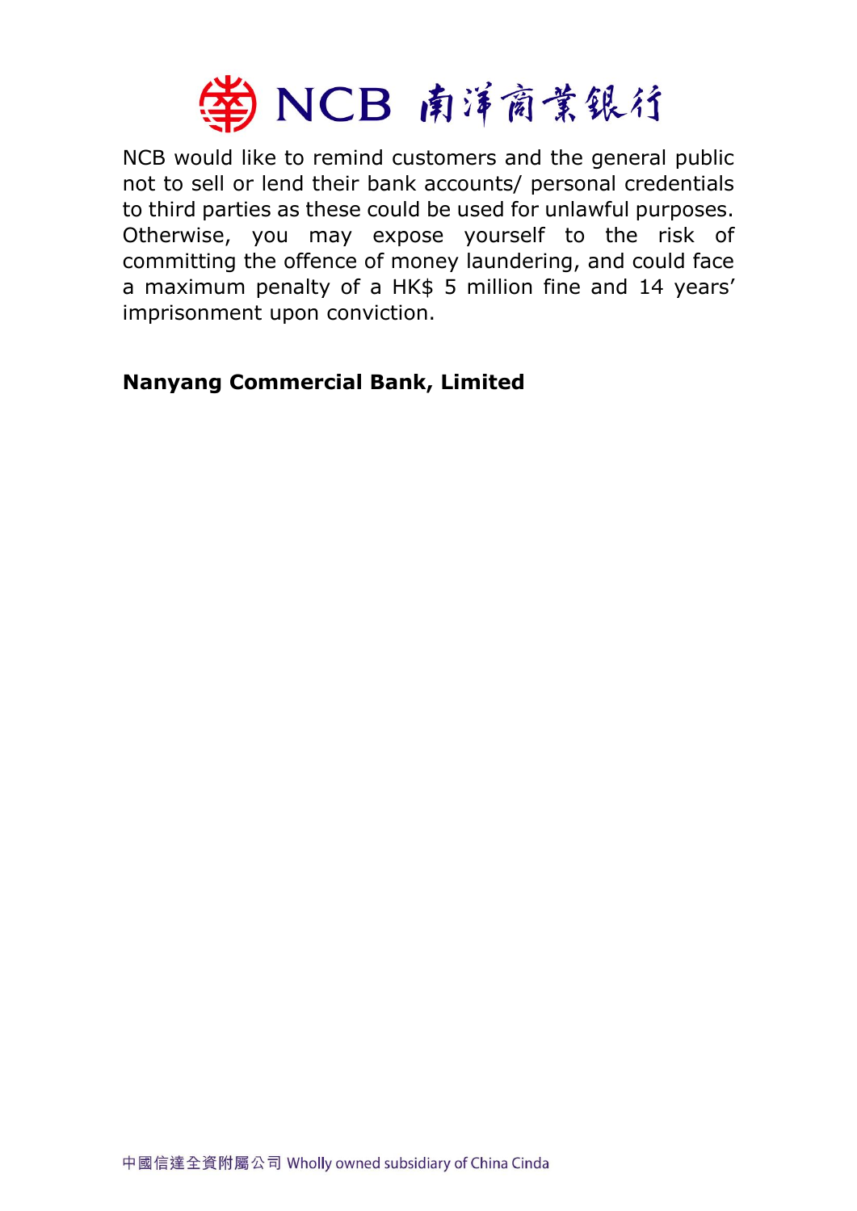NCB would like to remind customers and the general public not to sell or lend their bank accounts/ personal credentials to third parties as these could be used for unlawful purposes. Otherwise, you may expose yourself to the risk of committing the offence of money laundering, and could face a maximum penalty of a HK$ 5 million fine and 14 years' imprisonment upon conviction.

**Nanyang Commercial Bank, Limited**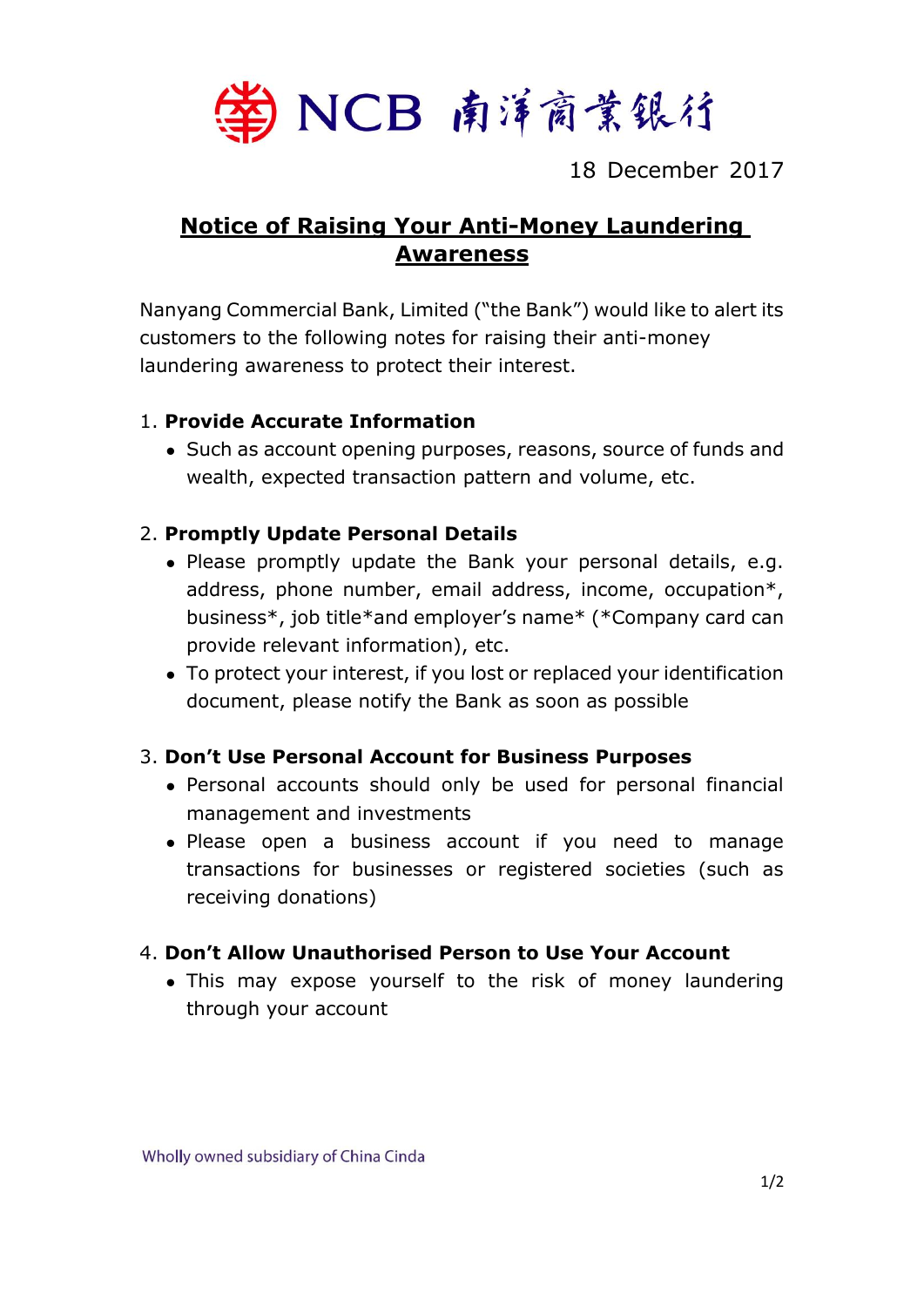NCB 南洋商業銀行

18 December 2017

# Notice of Raising Your Anti-Money Laundering Awareness

Nanyang Commercial Bank, Limited ("the Bank") would like to alert its customers to the following notes for raising their anti-money laundering awareness to protect their interest.

1. **Provide Accurate Information**
   - Such as account opening purposes, reasons, source of funds and wealth, expected transaction pattern and volume, etc.

2. **Promptly Update Personal Details**
   - Please promptly update the Bank your personal details, e.g. address, phone number, email address, income, occupation*, business*, job title*and employer's name* (*Company card can provide relevant information), etc.
   - To protect your interest, if you lost or replaced your identification document, please notify the Bank as soon as possible

3. **Don't Use Personal Account for Business Purposes**
   - Personal accounts should only be used for personal financial management and investments
   - Please open a business account if you need to manage transactions for businesses or registered societies (such as receiving donations)

4. **Don't Allow Unauthorised Person to Use Your Account**
   - This may expose yourself to the risk of money laundering through your account

Wholly owned subsidiary of China Cinda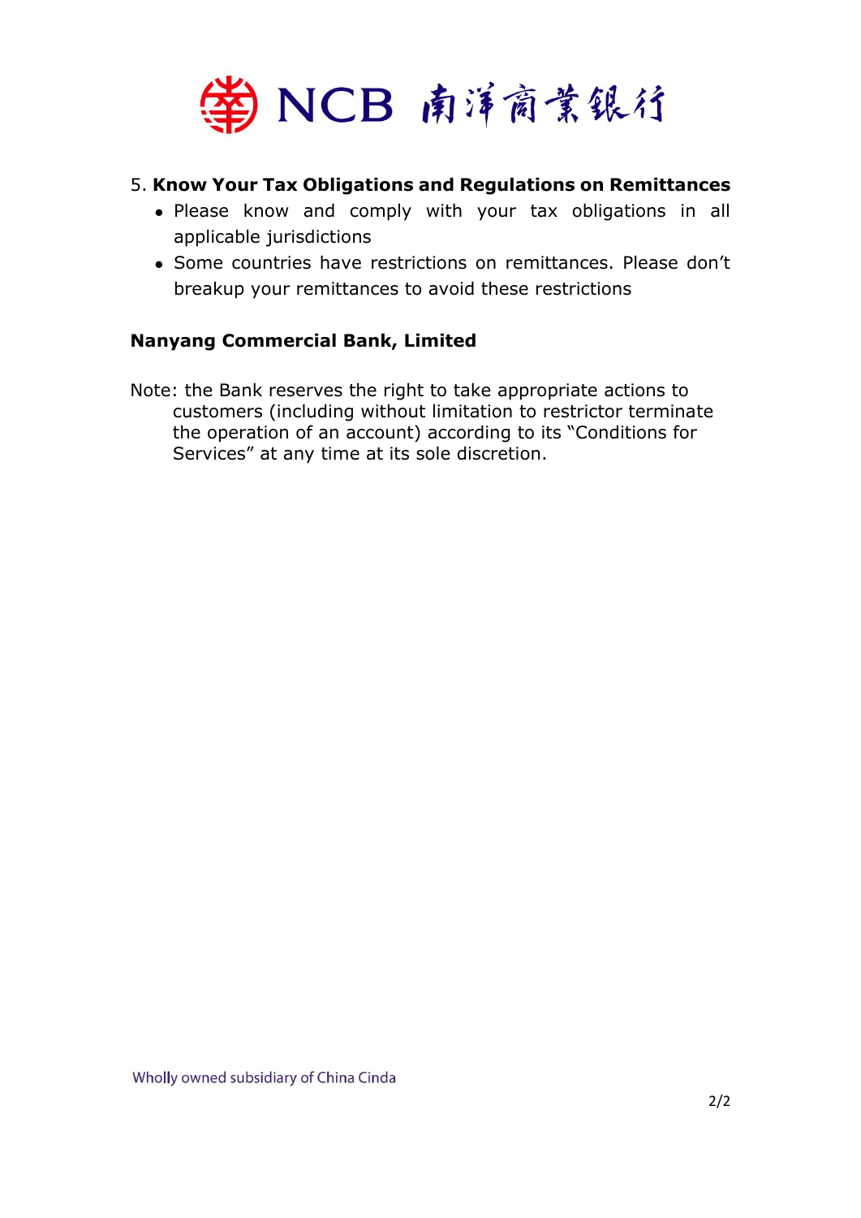5. **Know Your Tax Obligations and Regulations on Remittances**
   - Please know and comply with your tax obligations in all applicable jurisdictions
   - Some countries have restrictions on remittances. Please don't breakup your remittances to avoid these restrictions

**Nanyang Commercial Bank, Limited**

Note: the Bank reserves the right to take appropriate actions to customers (including without limitation to restrictor terminate the operation of an account) according to its "Conditions for Services" at any time at its sole discretion.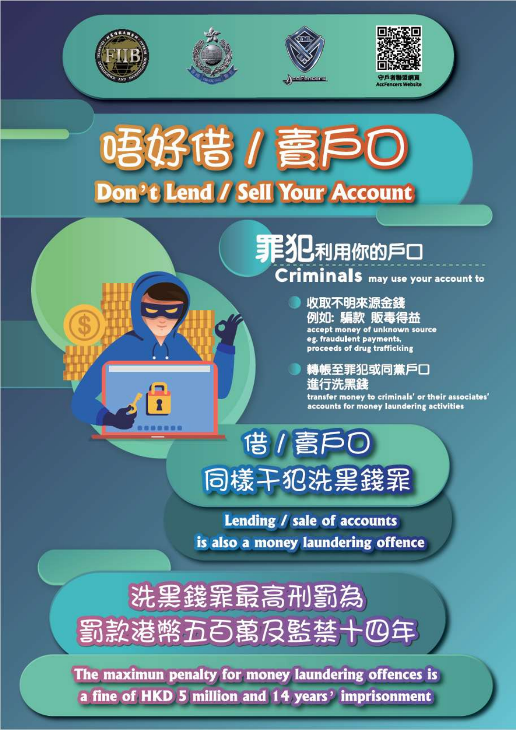守戶者聯盟網頁
AccFencers Website

# 唔好借 / 賣戶口

# Don't Lend / Sell Your Account

## 罪犯利用你的戶口

**Criminals** may use your account to

- 收取不明來源金錢
  例如: 騙款 販毒得益
  accept money of unknown source
  eg. fraudulent payments,
  proceeds of drug trafficking

- 轉帳至罪犯或同黨戶口
  進行洗黑錢
  transfer money to criminals' or their associates' accounts for money laundering activities

## 借 / 賣戶口
## 同樣干犯洗黑錢罪

**Lending / sale of accounts is also a money laundering offence**

## 洗黑錢罪最高刑罰為
## 罰款港幣五百萬及監禁十四年

**The maximun penalty for money laundering offences is a fine of HKD 5 million and 14 years' imprisonment**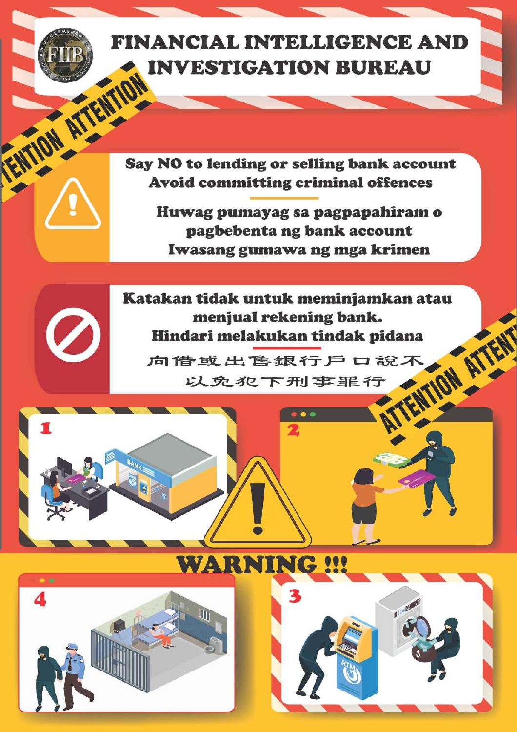# FINANCIAL INTELLIGENCE AND INVESTIGATION BUREAU

**Say NO to lending or selling bank account**
**Avoid committing criminal offences**

**Huwag pumayag sa pagpapahiram o pagbebenta ng bank account**
**Iwasang gumawa ng mga krimen**

**Katakan tidak untuk meminjamkan atau menjual rekening bank.**
**Hindari melakukan tindak pidana**

向借或出售銀行戶口說不
以免犯下刑事罪行

1

2

**WARNING !!!**

4

3